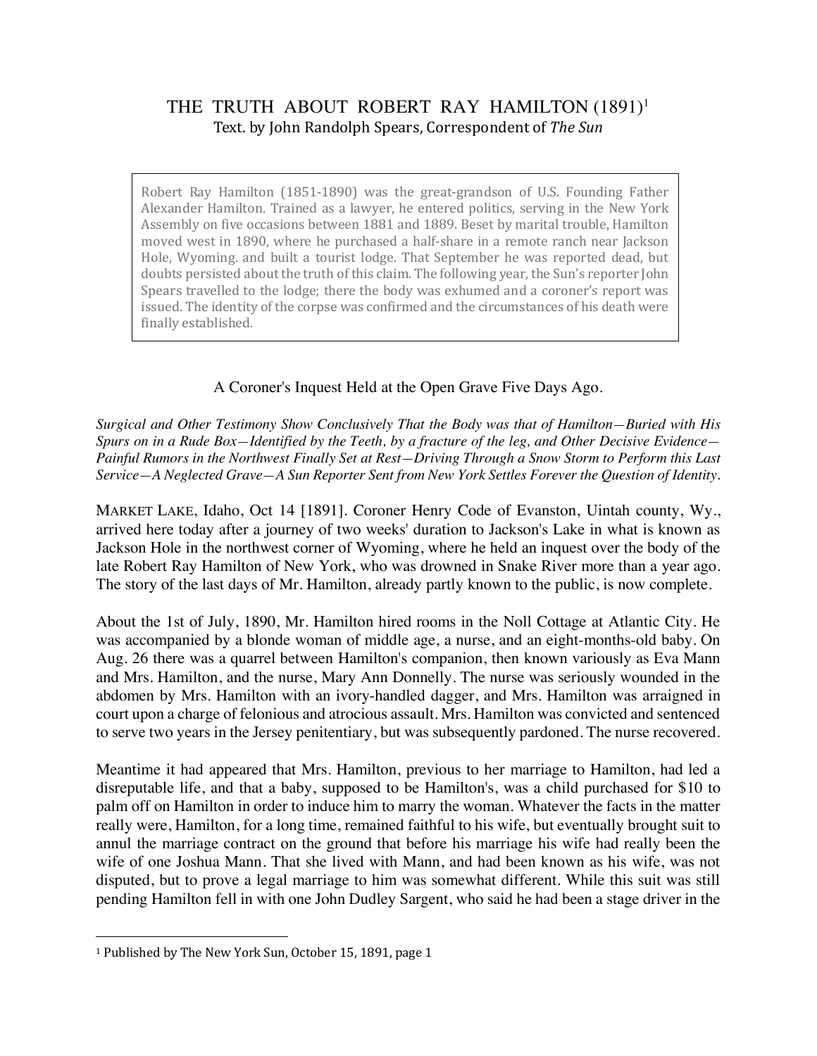# THE TRUTH ABOUT ROBERT RAY HAMILTON (1891)[1]

Text. by John Randolph Spears, Correspondent of *The Sun*

> Robert Ray Hamilton (1851-1890) was the great-grandson of U.S. Founding Father Alexander Hamilton. Trained as a lawyer, he entered politics, serving in the New York Assembly on five occasions between 1881 and 1889. Beset by marital trouble, Hamilton moved west in 1890, where he purchased a half-share in a remote ranch near Jackson Hole, Wyoming. and built a tourist lodge. That September he was reported dead, but doubts persisted about the truth of this claim. The following year, the Sun's reporter John Spears travelled to the lodge; there the body was exhumed and a coroner's report was issued. The identity of the corpse was confirmed and the circumstances of his death were finally established.

A Coroner's Inquest Held at the Open Grave Five Days Ago.

*Surgical and Other Testimony Show Conclusively That the Body was that of Hamilton—Buried with His Spurs on in a Rude Box—Identified by the Teeth, by a fracture of the leg, and Other Decisive Evidence—Painful Rumors in the Northwest Finally Set at Rest—Driving Through a Snow Storm to Perform this Last Service—A Neglected Grave—A Sun Reporter Sent from New York Settles Forever the Question of Identity.*

MARKET LAKE, Idaho, Oct 14 [1891]. Coroner Henry Code of Evanston, Uintah county, Wy., arrived here today after a journey of two weeks' duration to Jackson's Lake in what is known as Jackson Hole in the northwest corner of Wyoming, where he held an inquest over the body of the late Robert Ray Hamilton of New York, who was drowned in Snake River more than a year ago. The story of the last days of Mr. Hamilton, already partly known to the public, is now complete.

About the 1st of July, 1890, Mr. Hamilton hired rooms in the Noll Cottage at Atlantic City. He was accompanied by a blonde woman of middle age, a nurse, and an eight-months-old baby. On Aug. 26 there was a quarrel between Hamilton's companion, then known variously as Eva Mann and Mrs. Hamilton, and the nurse, Mary Ann Donnelly. The nurse was seriously wounded in the abdomen by Mrs. Hamilton with an ivory-handled dagger, and Mrs. Hamilton was arraigned in court upon a charge of felonious and atrocious assault. Mrs. Hamilton was convicted and sentenced to serve two years in the Jersey penitentiary, but was subsequently pardoned. The nurse recovered.

Meantime it had appeared that Mrs. Hamilton, previous to her marriage to Hamilton, had led a disreputable life, and that a baby, supposed to be Hamilton's, was a child purchased for $10 to palm off on Hamilton in order to induce him to marry the woman. Whatever the facts in the matter really were, Hamilton, for a long time, remained faithful to his wife, but eventually brought suit to annul the marriage contract on the ground that before his marriage his wife had really been the wife of one Joshua Mann. That she lived with Mann, and had been known as his wife, was not disputed, but to prove a legal marriage to him was somewhat different. While this suit was still pending Hamilton fell in with one John Dudley Sargent, who said he had been a stage driver in the

[1] Published by The New York Sun, October 15, 1891, page 1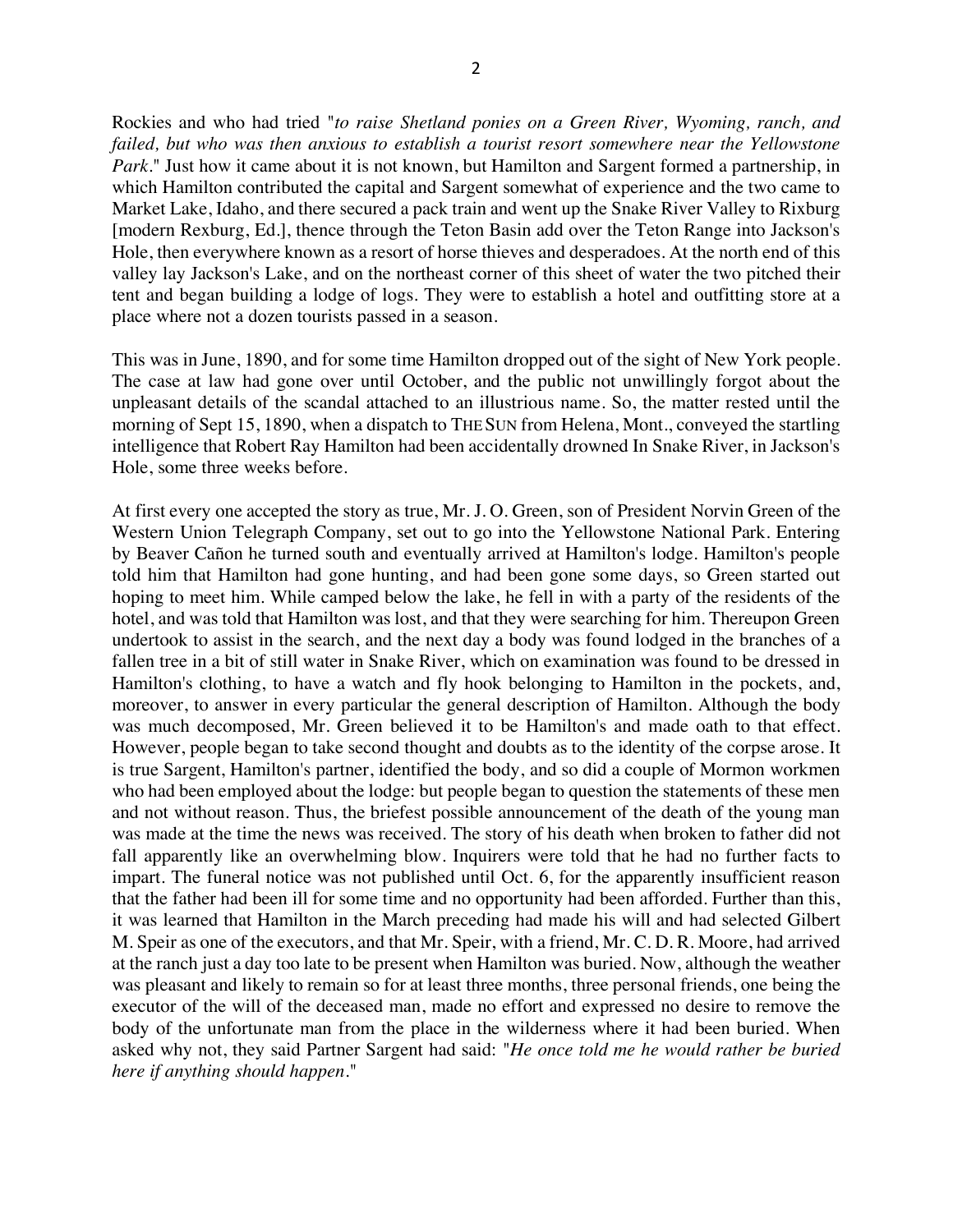Rockies and who had tried "*to raise Shetland ponies on a Green River, Wyoming, ranch, and failed, but who was then anxious to establish a tourist resort somewhere near the Yellowstone Park.*" Just how it came about it is not known, but Hamilton and Sargent formed a partnership, in which Hamilton contributed the capital and Sargent somewhat of experience and the two came to Market Lake, Idaho, and there secured a pack train and went up the Snake River Valley to Rixburg [modern Rexburg, Ed.], thence through the Teton Basin add over the Teton Range into Jackson's Hole, then everywhere known as a resort of horse thieves and desperadoes. At the north end of this valley lay Jackson's Lake, and on the northeast corner of this sheet of water the two pitched their tent and began building a lodge of logs. They were to establish a hotel and outfitting store at a place where not a dozen tourists passed in a season.

This was in June, 1890, and for some time Hamilton dropped out of the sight of New York people. The case at law had gone over until October, and the public not unwillingly forgot about the unpleasant details of the scandal attached to an illustrious name. So, the matter rested until the morning of Sept 15, 1890, when a dispatch to THE SUN from Helena, Mont., conveyed the startling intelligence that Robert Ray Hamilton had been accidentally drowned In Snake River, in Jackson's Hole, some three weeks before.

At first every one accepted the story as true, Mr. J. O. Green, son of President Norvin Green of the Western Union Telegraph Company, set out to go into the Yellowstone National Park. Entering by Beaver Cañon he turned south and eventually arrived at Hamilton's lodge. Hamilton's people told him that Hamilton had gone hunting, and had been gone some days, so Green started out hoping to meet him. While camped below the lake, he fell in with a party of the residents of the hotel, and was told that Hamilton was lost, and that they were searching for him. Thereupon Green undertook to assist in the search, and the next day a body was found lodged in the branches of a fallen tree in a bit of still water in Snake River, which on examination was found to be dressed in Hamilton's clothing, to have a watch and fly hook belonging to Hamilton in the pockets, and, moreover, to answer in every particular the general description of Hamilton. Although the body was much decomposed, Mr. Green believed it to be Hamilton's and made oath to that effect. However, people began to take second thought and doubts as to the identity of the corpse arose. It is true Sargent, Hamilton's partner, identified the body, and so did a couple of Mormon workmen who had been employed about the lodge: but people began to question the statements of these men and not without reason. Thus, the briefest possible announcement of the death of the young man was made at the time the news was received. The story of his death when broken to father did not fall apparently like an overwhelming blow. Inquirers were told that he had no further facts to impart. The funeral notice was not published until Oct. 6, for the apparently insufficient reason that the father had been ill for some time and no opportunity had been afforded. Further than this, it was learned that Hamilton in the March preceding had made his will and had selected Gilbert M. Speir as one of the executors, and that Mr. Speir, with a friend, Mr. C. D. R. Moore, had arrived at the ranch just a day too late to be present when Hamilton was buried. Now, although the weather was pleasant and likely to remain so for at least three months, three personal friends, one being the executor of the will of the deceased man, made no effort and expressed no desire to remove the body of the unfortunate man from the place in the wilderness where it had been buried. When asked why not, they said Partner Sargent had said: "*He once told me he would rather be buried here if anything should happen.*"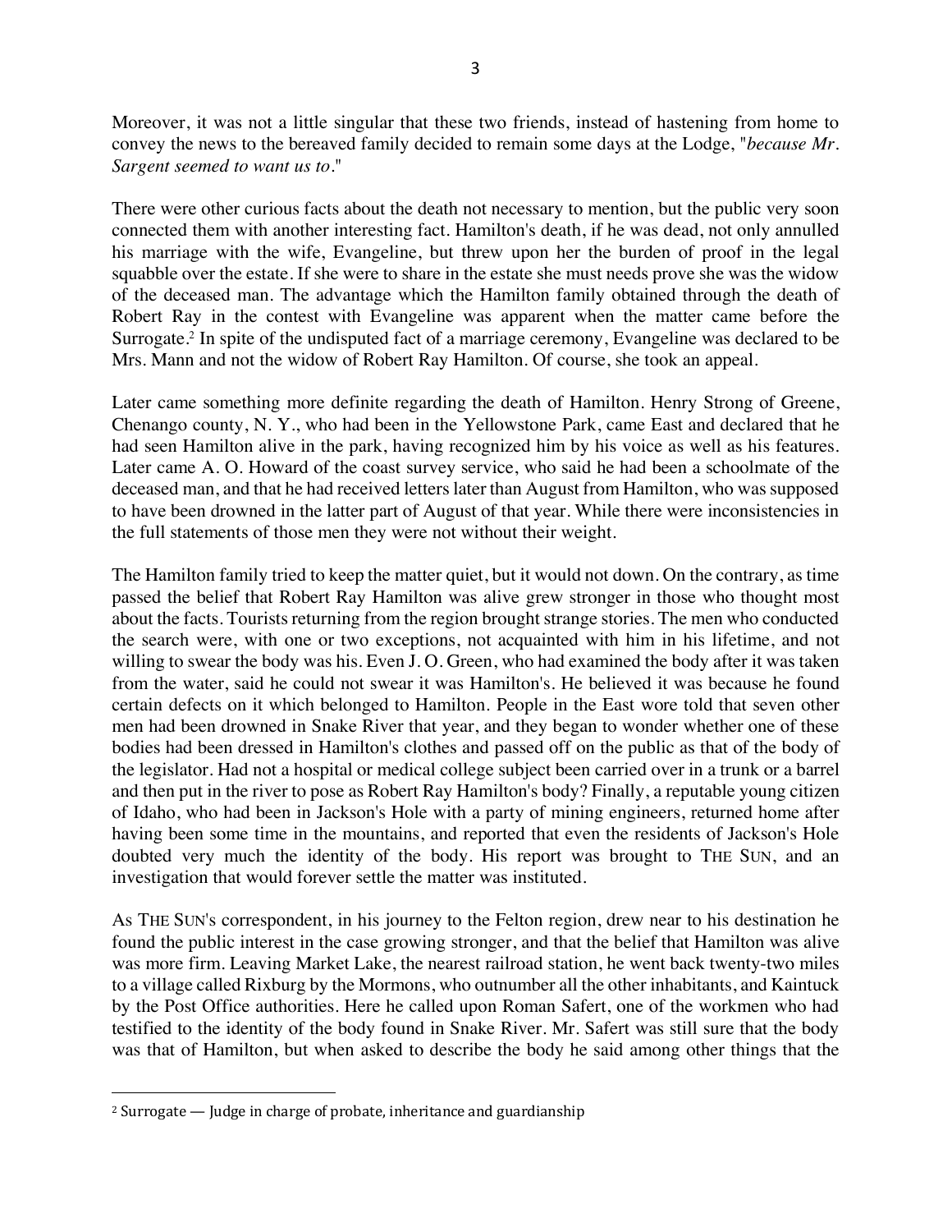Moreover, it was not a little singular that these two friends, instead of hastening from home to convey the news to the bereaved family decided to remain some days at the Lodge, "*because Mr. Sargent seemed to want us to*."

There were other curious facts about the death not necessary to mention, but the public very soon connected them with another interesting fact. Hamilton's death, if he was dead, not only annulled his marriage with the wife, Evangeline, but threw upon her the burden of proof in the legal squabble over the estate. If she were to share in the estate she must needs prove she was the widow of the deceased man. The advantage which the Hamilton family obtained through the death of Robert Ray in the contest with Evangeline was apparent when the matter came before the Surrogate.[2] In spite of the undisputed fact of a marriage ceremony, Evangeline was declared to be Mrs. Mann and not the widow of Robert Ray Hamilton. Of course, she took an appeal.

Later came something more definite regarding the death of Hamilton. Henry Strong of Greene, Chenango county, N. Y., who had been in the Yellowstone Park, came East and declared that he had seen Hamilton alive in the park, having recognized him by his voice as well as his features. Later came A. O. Howard of the coast survey service, who said he had been a schoolmate of the deceased man, and that he had received letters later than August from Hamilton, who was supposed to have been drowned in the latter part of August of that year. While there were inconsistencies in the full statements of those men they were not without their weight.

The Hamilton family tried to keep the matter quiet, but it would not down. On the contrary, as time passed the belief that Robert Ray Hamilton was alive grew stronger in those who thought most about the facts. Tourists returning from the region brought strange stories. The men who conducted the search were, with one or two exceptions, not acquainted with him in his lifetime, and not willing to swear the body was his. Even J. O. Green, who had examined the body after it was taken from the water, said he could not swear it was Hamilton's. He believed it was because he found certain defects on it which belonged to Hamilton. People in the East wore told that seven other men had been drowned in Snake River that year, and they began to wonder whether one of these bodies had been dressed in Hamilton's clothes and passed off on the public as that of the body of the legislator. Had not a hospital or medical college subject been carried over in a trunk or a barrel and then put in the river to pose as Robert Ray Hamilton's body? Finally, a reputable young citizen of Idaho, who had been in Jackson's Hole with a party of mining engineers, returned home after having been some time in the mountains, and reported that even the residents of Jackson's Hole doubted very much the identity of the body. His report was brought to THE SUN, and an investigation that would forever settle the matter was instituted.

As THE SUN's correspondent, in his journey to the Felton region, drew near to his destination he found the public interest in the case growing stronger, and that the belief that Hamilton was alive was more firm. Leaving Market Lake, the nearest railroad station, he went back twenty-two miles to a village called Rixburg by the Mormons, who outnumber all the other inhabitants, and Kaintuck by the Post Office authorities. Here he called upon Roman Safert, one of the workmen who had testified to the identity of the body found in Snake River. Mr. Safert was still sure that the body was that of Hamilton, but when asked to describe the body he said among other things that the

---

[2] Surrogate — Judge in charge of probate, inheritance and guardianship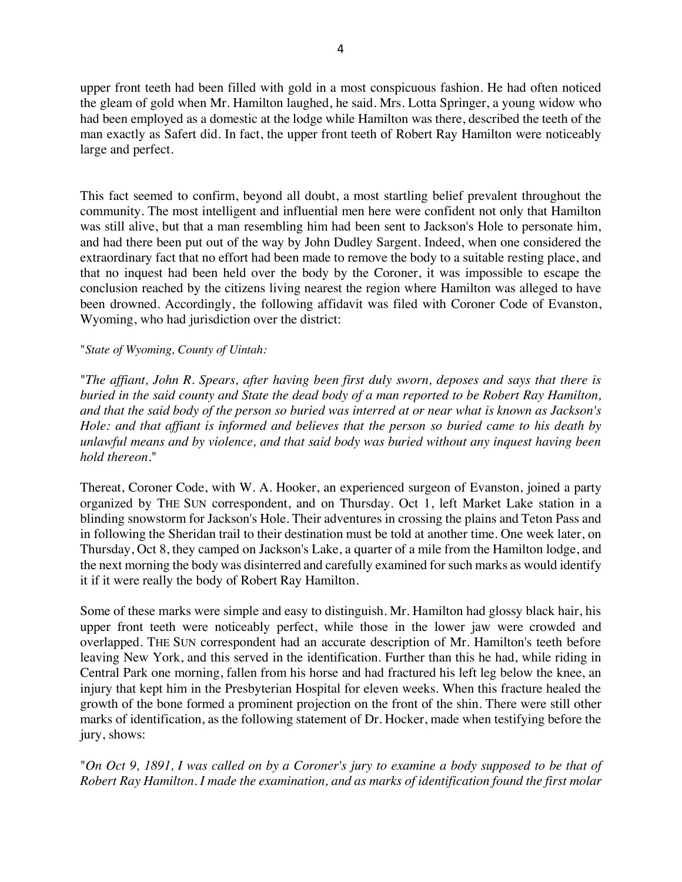upper front teeth had been filled with gold in a most conspicuous fashion. He had often noticed the gleam of gold when Mr. Hamilton laughed, he said. Mrs. Lotta Springer, a young widow who had been employed as a domestic at the lodge while Hamilton was there, described the teeth of the man exactly as Safert did. In fact, the upper front teeth of Robert Ray Hamilton were noticeably large and perfect.

This fact seemed to confirm, beyond all doubt, a most startling belief prevalent throughout the community. The most intelligent and influential men here were confident not only that Hamilton was still alive, but that a man resembling him had been sent to Jackson's Hole to personate him, and had there been put out of the way by John Dudley Sargent. Indeed, when one considered the extraordinary fact that no effort had been made to remove the body to a suitable resting place, and that no inquest had been held over the body by the Coroner, it was impossible to escape the conclusion reached by the citizens living nearest the region where Hamilton was alleged to have been drowned. Accordingly, the following affidavit was filed with Coroner Code of Evanston, Wyoming, who had jurisdiction over the district:

"*State of Wyoming, County of Uintah:*

"*The affiant, John R. Spears, after having been first duly sworn, deposes and says that there is buried in the said county and State the dead body of a man reported to be Robert Ray Hamilton, and that the said body of the person so buried was interred at or near what is known as Jackson's Hole: and that affiant is informed and believes that the person so buried came to his death by unlawful means and by violence, and that said body was buried without any inquest having been hold thereon.*"

Thereat, Coroner Code, with W. A. Hooker, an experienced surgeon of Evanston, joined a party organized by THE SUN correspondent, and on Thursday. Oct 1, left Market Lake station in a blinding snowstorm for Jackson's Hole. Their adventures in crossing the plains and Teton Pass and in following the Sheridan trail to their destination must be told at another time. One week later, on Thursday, Oct 8, they camped on Jackson's Lake, a quarter of a mile from the Hamilton lodge, and the next morning the body was disinterred and carefully examined for such marks as would identify it if it were really the body of Robert Ray Hamilton.

Some of these marks were simple and easy to distinguish. Mr. Hamilton had glossy black hair, his upper front teeth were noticeably perfect, while those in the lower jaw were crowded and overlapped. THE SUN correspondent had an accurate description of Mr. Hamilton's teeth before leaving New York, and this served in the identification. Further than this he had, while riding in Central Park one morning, fallen from his horse and had fractured his left leg below the knee, an injury that kept him in the Presbyterian Hospital for eleven weeks. When this fracture healed the growth of the bone formed a prominent projection on the front of the shin. There were still other marks of identification, as the following statement of Dr. Hocker, made when testifying before the jury, shows:

"*On Oct 9, 1891, I was called on by a Coroner's jury to examine a body supposed to be that of Robert Ray Hamilton. I made the examination, and as marks of identification found the first molar*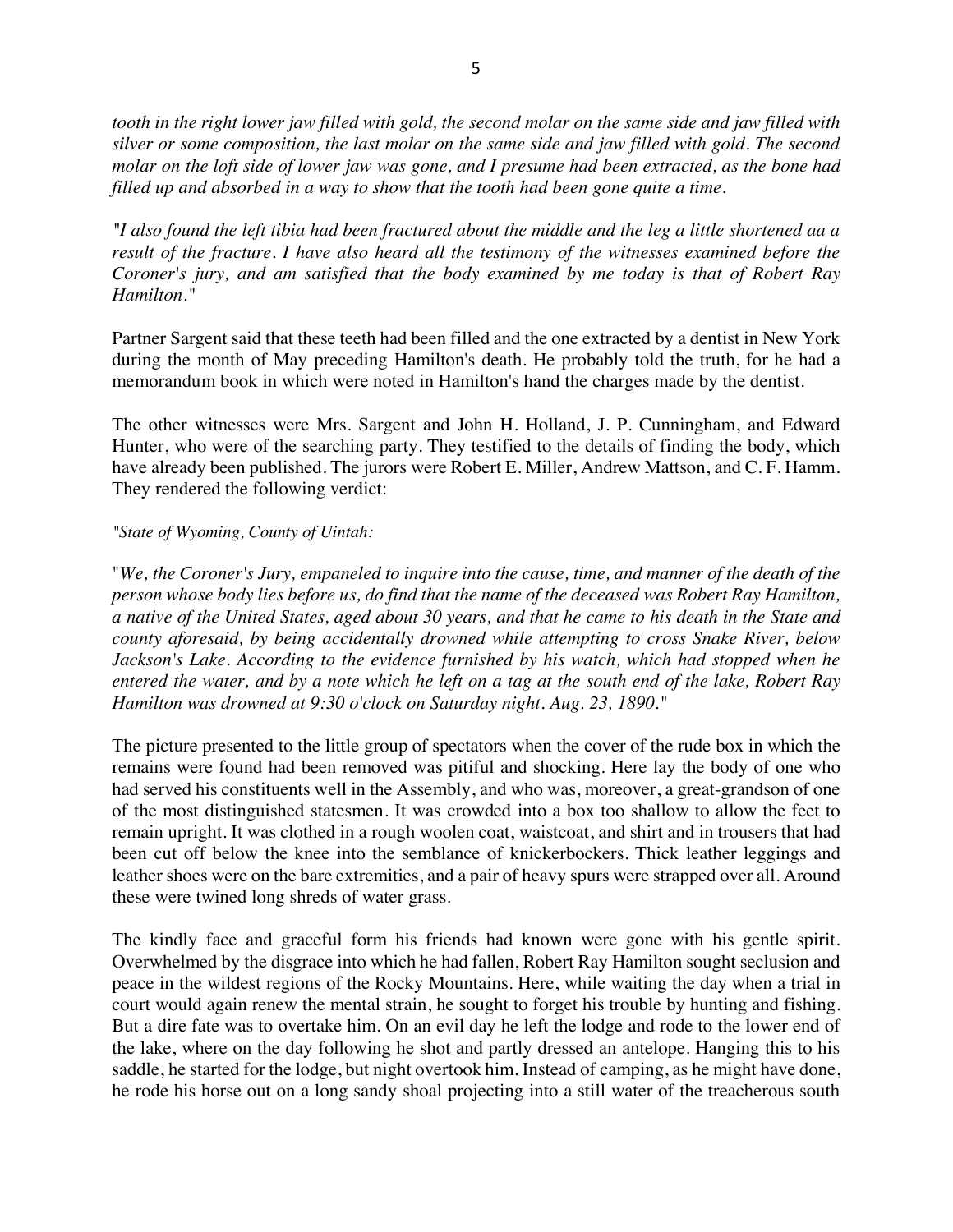*tooth in the right lower jaw filled with gold, the second molar on the same side and jaw filled with silver or some composition, the last molar on the same side and jaw filled with gold. The second molar on the loft side of lower jaw was gone, and I presume had been extracted, as the bone had filled up and absorbed in a way to show that the tooth had been gone quite a time.*

*"I also found the left tibia had been fractured about the middle and the leg a little shortened aa a result of the fracture. I have also heard all the testimony of the witnesses examined before the Coroner's jury, and am satisfied that the body examined by me today is that of Robert Ray Hamilton."*

Partner Sargent said that these teeth had been filled and the one extracted by a dentist in New York during the month of May preceding Hamilton's death. He probably told the truth, for he had a memorandum book in which were noted in Hamilton's hand the charges made by the dentist.

The other witnesses were Mrs. Sargent and John H. Holland, J. P. Cunningham, and Edward Hunter, who were of the searching party. They testified to the details of finding the body, which have already been published. The jurors were Robert E. Miller, Andrew Mattson, and C. F. Hamm. They rendered the following verdict:

*"State of Wyoming, County of Uintah:*

*"We, the Coroner's Jury, empaneled to inquire into the cause, time, and manner of the death of the person whose body lies before us, do find that the name of the deceased was Robert Ray Hamilton, a native of the United States, aged about 30 years, and that he came to his death in the State and county aforesaid, by being accidentally drowned while attempting to cross Snake River, below Jackson's Lake. According to the evidence furnished by his watch, which had stopped when he entered the water, and by a note which he left on a tag at the south end of the lake, Robert Ray Hamilton was drowned at 9:30 o'clock on Saturday night. Aug. 23, 1890."*

The picture presented to the little group of spectators when the cover of the rude box in which the remains were found had been removed was pitiful and shocking. Here lay the body of one who had served his constituents well in the Assembly, and who was, moreover, a great-grandson of one of the most distinguished statesmen. It was crowded into a box too shallow to allow the feet to remain upright. It was clothed in a rough woolen coat, waistcoat, and shirt and in trousers that had been cut off below the knee into the semblance of knickerbockers. Thick leather leggings and leather shoes were on the bare extremities, and a pair of heavy spurs were strapped over all. Around these were twined long shreds of water grass.

The kindly face and graceful form his friends had known were gone with his gentle spirit. Overwhelmed by the disgrace into which he had fallen, Robert Ray Hamilton sought seclusion and peace in the wildest regions of the Rocky Mountains. Here, while waiting the day when a trial in court would again renew the mental strain, he sought to forget his trouble by hunting and fishing. But a dire fate was to overtake him. On an evil day he left the lodge and rode to the lower end of the lake, where on the day following he shot and partly dressed an antelope. Hanging this to his saddle, he started for the lodge, but night overtook him. Instead of camping, as he might have done, he rode his horse out on a long sandy shoal projecting into a still water of the treacherous south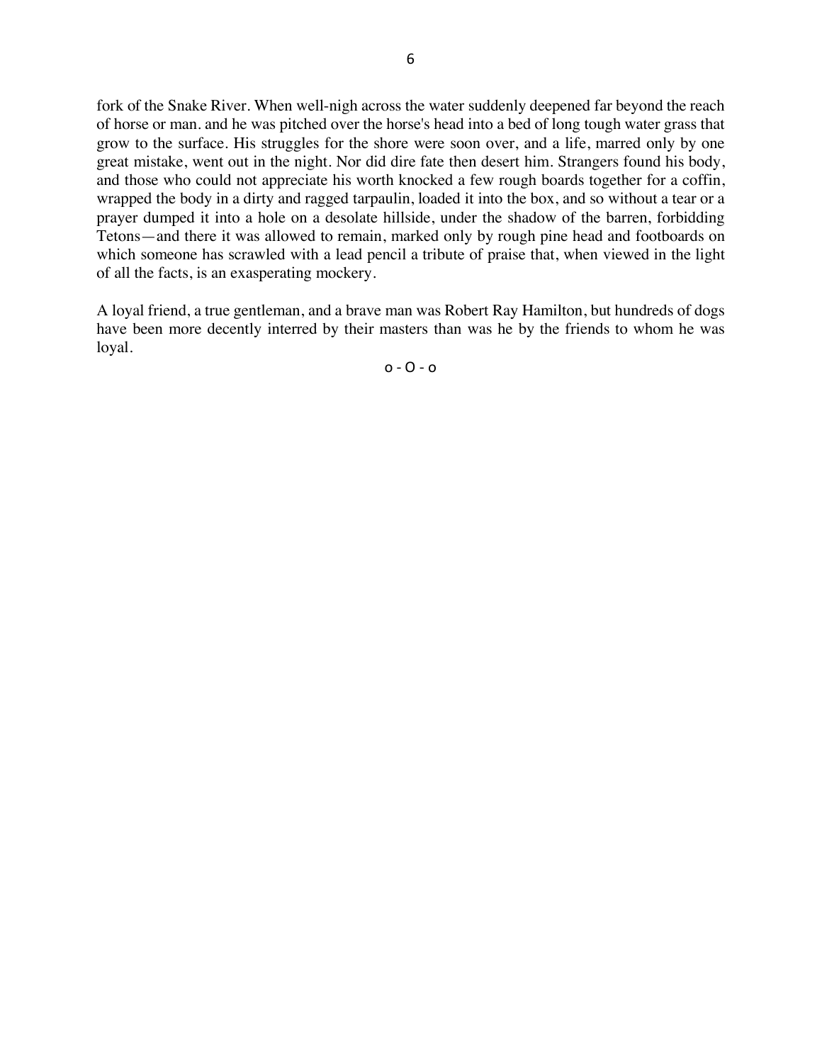fork of the Snake River. When well-nigh across the water suddenly deepened far beyond the reach of horse or man. and he was pitched over the horse's head into a bed of long tough water grass that grow to the surface. His struggles for the shore were soon over, and a life, marred only by one great mistake, went out in the night. Nor did dire fate then desert him. Strangers found his body, and those who could not appreciate his worth knocked a few rough boards together for a coffin, wrapped the body in a dirty and ragged tarpaulin, loaded it into the box, and so without a tear or a prayer dumped it into a hole on a desolate hillside, under the shadow of the barren, forbidding Tetons—and there it was allowed to remain, marked only by rough pine head and footboards on which someone has scrawled with a lead pencil a tribute of praise that, when viewed in the light of all the facts, is an exasperating mockery.

A loyal friend, a true gentleman, and a brave man was Robert Ray Hamilton, but hundreds of dogs have been more decently interred by their masters than was he by the friends to whom he was loyal.

o - O - o